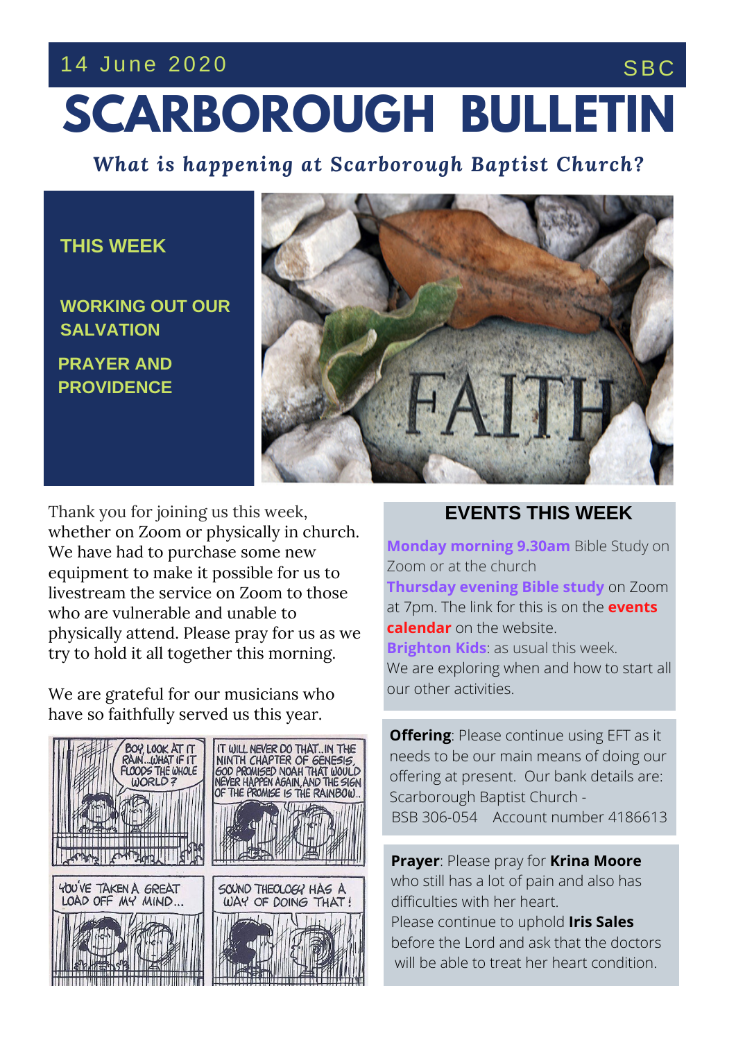14 June 2020 SBC

# SCARBOROUGH BULLETIN

***What is happening at Scarborough Baptist Church?***

## THIS WEEK

**WORKING OUT OUR SALVATION**

**PRAYER AND PROVIDENCE**

Thank you for joining us this week, whether on Zoom or physically in church. We have had to purchase some new equipment to make it possible for us to livestream the service on Zoom to those who are vulnerable and unable to physically attend. Please pray for us as we try to hold it all together this morning.

We are grateful for our musicians who have so faithfully served us this year.

## EVENTS THIS WEEK

**Monday morning 9.30am** Bible Study on Zoom or at the church
**Thursday evening Bible study** on Zoom at 7pm. The link for this is on the **events calendar** on the website.
**Brighton Kids**: as usual this week.
We are exploring when and how to start all our other activities.

**Offering**: Please continue using EFT as it needs to be our main means of doing our offering at present. Our bank details are:
Scarborough Baptist Church -
BSB 306-054 Account number 4186613

**Prayer**: Please pray for **Krina Moore** who still has a lot of pain and also has difficulties with her heart.
Please continue to uphold **Iris Sales** before the Lord and ask that the doctors will be able to treat her heart condition.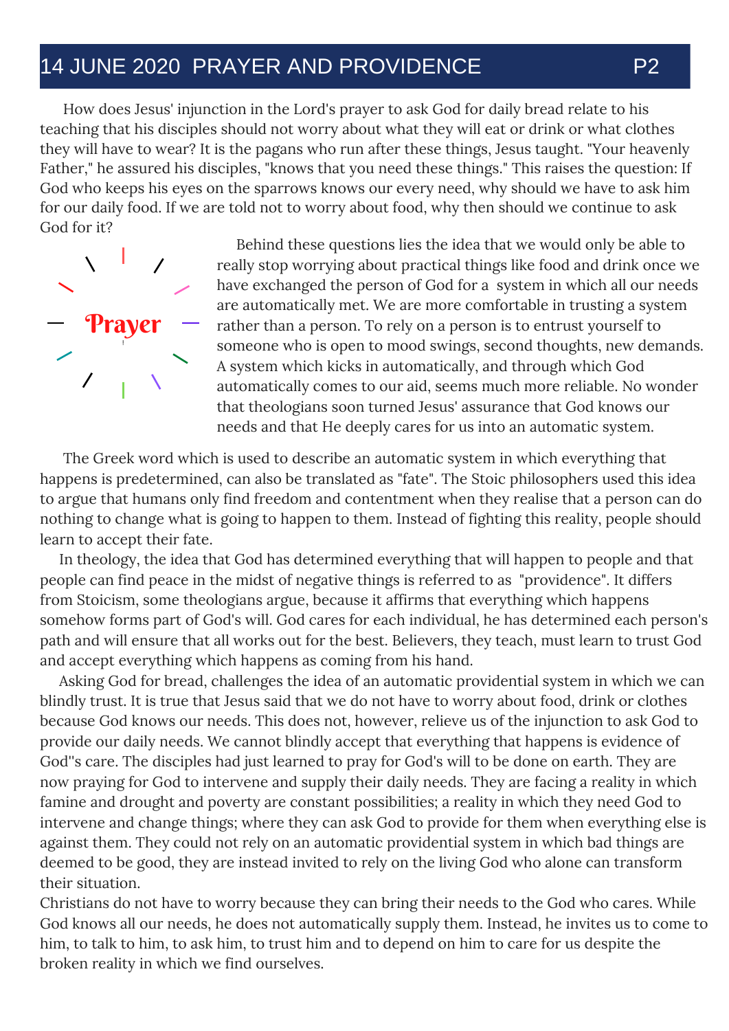# 14 JUNE 2020 PRAYER AND PROVIDENCE

How does Jesus' injunction in the Lord's prayer to ask God for daily bread relate to his teaching that his disciples should not worry about what they will eat or drink or what clothes they will have to wear? It is the pagans who run after these things, Jesus taught. "Your heavenly Father," he assured his disciples, "knows that you need these things." This raises the question: If God who keeps his eyes on the sparrows knows our every need, why should we have to ask him for our daily food. If we are told not to worry about food, why then should we continue to ask God for it?

Prayer

Behind these questions lies the idea that we would only be able to really stop worrying about practical things like food and drink once we have exchanged the person of God for a system in which all our needs are automatically met. We are more comfortable in trusting a system rather than a person. To rely on a person is to entrust yourself to someone who is open to mood swings, second thoughts, new demands. A system which kicks in automatically, and through which God automatically comes to our aid, seems much more reliable. No wonder that theologians soon turned Jesus' assurance that God knows our needs and that He deeply cares for us into an automatic system.

The Greek word which is used to describe an automatic system in which everything that happens is predetermined, can also be translated as "fate". The Stoic philosophers used this idea to argue that humans only find freedom and contentment when they realise that a person can do nothing to change what is going to happen to them. Instead of fighting this reality, people should learn to accept their fate.

In theology, the idea that God has determined everything that will happen to people and that people can find peace in the midst of negative things is referred to as "providence". It differs from Stoicism, some theologians argue, because it affirms that everything which happens somehow forms part of God's will. God cares for each individual, he has determined each person's path and will ensure that all works out for the best. Believers, they teach, must learn to trust God and accept everything which happens as coming from his hand.

Asking God for bread, challenges the idea of an automatic providential system in which we can blindly trust. It is true that Jesus said that we do not have to worry about food, drink or clothes because God knows our needs. This does not, however, relieve us of the injunction to ask God to provide our daily needs. We cannot blindly accept that everything that happens is evidence of God''s care. The disciples had just learned to pray for God's will to be done on earth. They are now praying for God to intervene and supply their daily needs. They are facing a reality in which famine and drought and poverty are constant possibilities; a reality in which they need God to intervene and change things; where they can ask God to provide for them when everything else is against them. They could not rely on an automatic providential system in which bad things are deemed to be good, they are instead invited to rely on the living God who alone can transform their situation.

Christians do not have to worry because they can bring their needs to the God who cares. While God knows all our needs, he does not automatically supply them. Instead, he invites us to come to him, to talk to him, to ask him, to trust him and to depend on him to care for us despite the broken reality in which we find ourselves.